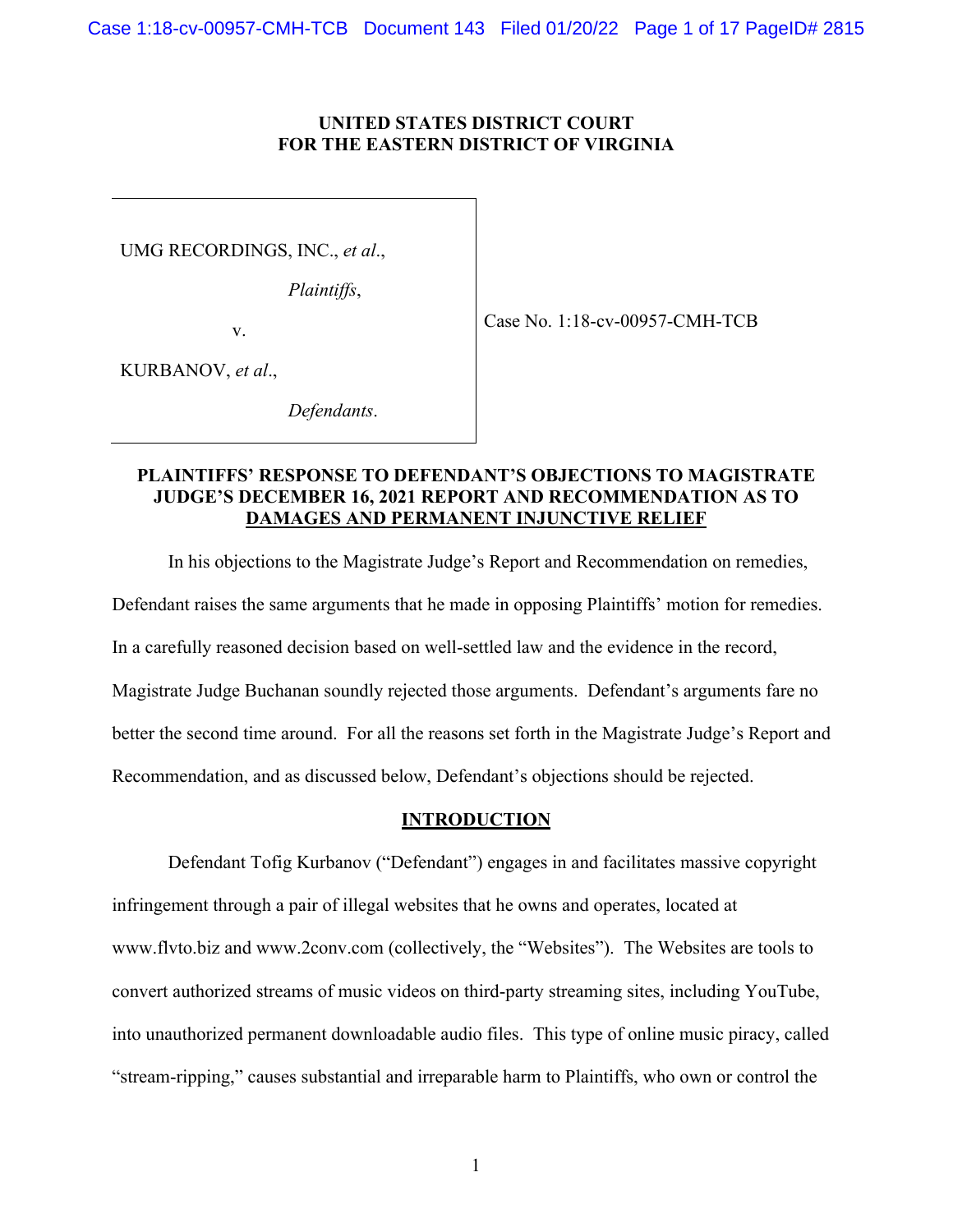**UNITED STATES DISTRICT COURT**
**FOR THE EASTERN DISTRICT OF VIRGINIA**

| | |
|---|---|
| UMG RECORDINGS, INC., *et al*.,<br><br>*Plaintiffs*,<br><br>v.<br><br>KURBANOV, *et al*.,<br><br>*Defendants*. | Case No. 1:18-cv-00957-CMH-TCB |

**PLAINTIFFS' RESPONSE TO DEFENDANT'S OBJECTIONS TO MAGISTRATE JUDGE'S DECEMBER 16, 2021 REPORT AND RECOMMENDATION AS TO DAMAGES AND PERMANENT INJUNCTIVE RELIEF**

In his objections to the Magistrate Judge's Report and Recommendation on remedies, Defendant raises the same arguments that he made in opposing Plaintiffs' motion for remedies. In a carefully reasoned decision based on well-settled law and the evidence in the record, Magistrate Judge Buchanan soundly rejected those arguments. Defendant's arguments fare no better the second time around. For all the reasons set forth in the Magistrate Judge's Report and Recommendation, and as discussed below, Defendant's objections should be rejected.

## INTRODUCTION

Defendant Tofig Kurbanov ("Defendant") engages in and facilitates massive copyright infringement through a pair of illegal websites that he owns and operates, located at www.flvto.biz and www.2conv.com (collectively, the "Websites"). The Websites are tools to convert authorized streams of music videos on third-party streaming sites, including YouTube, into unauthorized permanent downloadable audio files. This type of online music piracy, called "stream-ripping," causes substantial and irreparable harm to Plaintiffs, who own or control the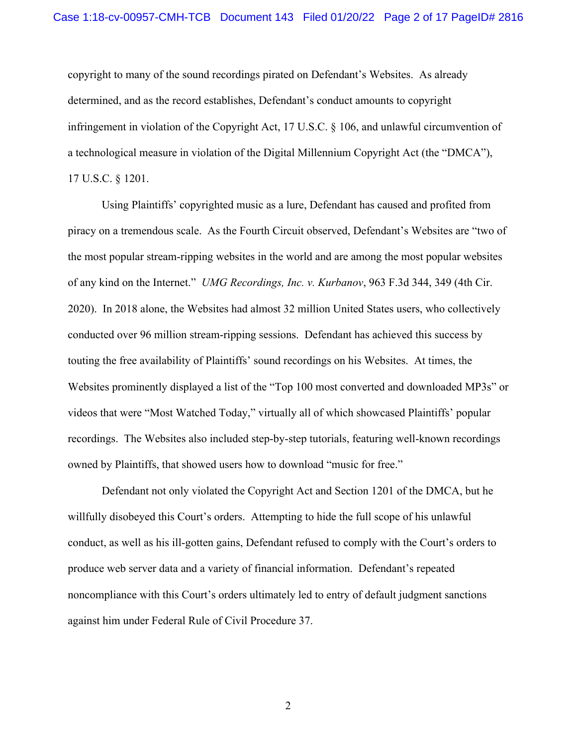copyright to many of the sound recordings pirated on Defendant's Websites. As already determined, and as the record establishes, Defendant's conduct amounts to copyright infringement in violation of the Copyright Act, 17 U.S.C. § 106, and unlawful circumvention of a technological measure in violation of the Digital Millennium Copyright Act (the "DMCA"), 17 U.S.C. § 1201.

Using Plaintiffs' copyrighted music as a lure, Defendant has caused and profited from piracy on a tremendous scale. As the Fourth Circuit observed, Defendant's Websites are "two of the most popular stream-ripping websites in the world and are among the most popular websites of any kind on the Internet." *UMG Recordings, Inc. v. Kurbanov*, 963 F.3d 344, 349 (4th Cir. 2020). In 2018 alone, the Websites had almost 32 million United States users, who collectively conducted over 96 million stream-ripping sessions. Defendant has achieved this success by touting the free availability of Plaintiffs' sound recordings on his Websites. At times, the Websites prominently displayed a list of the "Top 100 most converted and downloaded MP3s" or videos that were "Most Watched Today," virtually all of which showcased Plaintiffs' popular recordings. The Websites also included step-by-step tutorials, featuring well-known recordings owned by Plaintiffs, that showed users how to download "music for free."

Defendant not only violated the Copyright Act and Section 1201 of the DMCA, but he willfully disobeyed this Court's orders. Attempting to hide the full scope of his unlawful conduct, as well as his ill-gotten gains, Defendant refused to comply with the Court's orders to produce web server data and a variety of financial information. Defendant's repeated noncompliance with this Court's orders ultimately led to entry of default judgment sanctions against him under Federal Rule of Civil Procedure 37.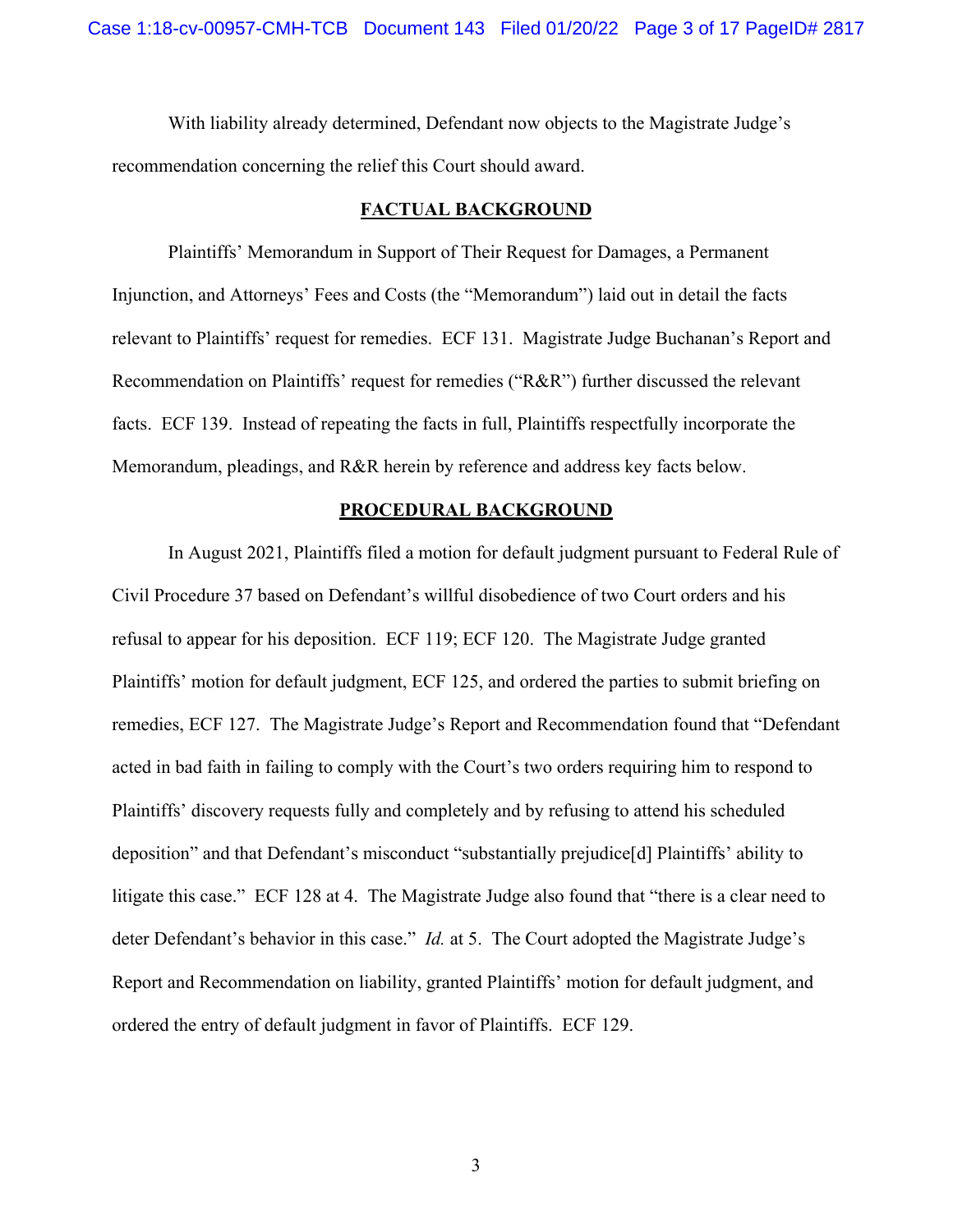With liability already determined, Defendant now objects to the Magistrate Judge's recommendation concerning the relief this Court should award.

## FACTUAL BACKGROUND

Plaintiffs' Memorandum in Support of Their Request for Damages, a Permanent Injunction, and Attorneys' Fees and Costs (the "Memorandum") laid out in detail the facts relevant to Plaintiffs' request for remedies. ECF 131. Magistrate Judge Buchanan's Report and Recommendation on Plaintiffs' request for remedies ("R&R") further discussed the relevant facts. ECF 139. Instead of repeating the facts in full, Plaintiffs respectfully incorporate the Memorandum, pleadings, and R&R herein by reference and address key facts below.

## PROCEDURAL BACKGROUND

In August 2021, Plaintiffs filed a motion for default judgment pursuant to Federal Rule of Civil Procedure 37 based on Defendant's willful disobedience of two Court orders and his refusal to appear for his deposition. ECF 119; ECF 120. The Magistrate Judge granted Plaintiffs' motion for default judgment, ECF 125, and ordered the parties to submit briefing on remedies, ECF 127. The Magistrate Judge's Report and Recommendation found that "Defendant acted in bad faith in failing to comply with the Court's two orders requiring him to respond to Plaintiffs' discovery requests fully and completely and by refusing to attend his scheduled deposition" and that Defendant's misconduct "substantially prejudice[d] Plaintiffs' ability to litigate this case." ECF 128 at 4. The Magistrate Judge also found that "there is a clear need to deter Defendant's behavior in this case." *Id.* at 5. The Court adopted the Magistrate Judge's Report and Recommendation on liability, granted Plaintiffs' motion for default judgment, and ordered the entry of default judgment in favor of Plaintiffs. ECF 129.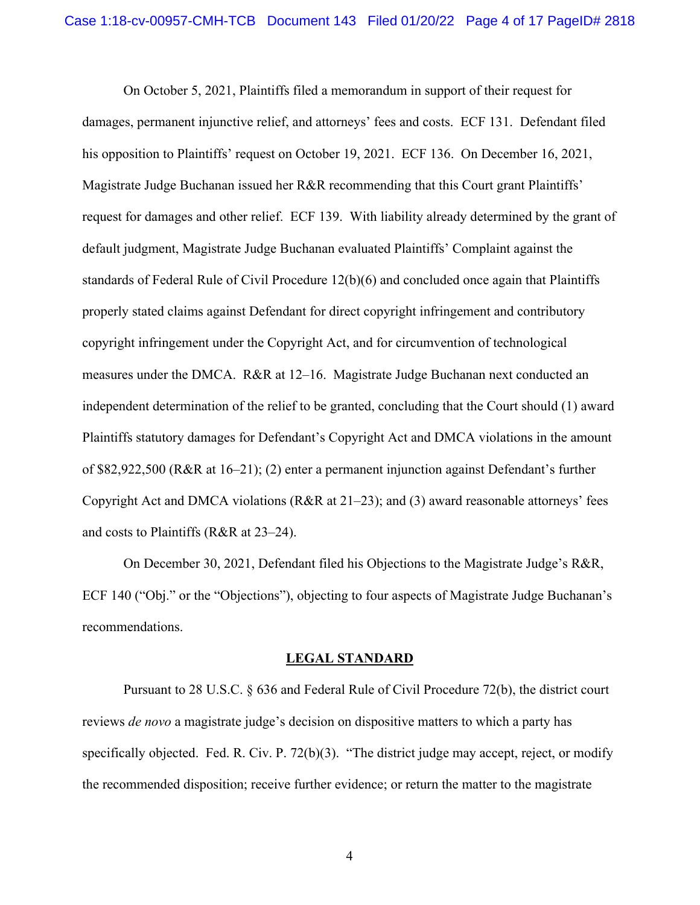On October 5, 2021, Plaintiffs filed a memorandum in support of their request for damages, permanent injunctive relief, and attorneys' fees and costs. ECF 131. Defendant filed his opposition to Plaintiffs' request on October 19, 2021. ECF 136. On December 16, 2021, Magistrate Judge Buchanan issued her R&R recommending that this Court grant Plaintiffs' request for damages and other relief. ECF 139. With liability already determined by the grant of default judgment, Magistrate Judge Buchanan evaluated Plaintiffs' Complaint against the standards of Federal Rule of Civil Procedure 12(b)(6) and concluded once again that Plaintiffs properly stated claims against Defendant for direct copyright infringement and contributory copyright infringement under the Copyright Act, and for circumvention of technological measures under the DMCA. R&R at 12–16. Magistrate Judge Buchanan next conducted an independent determination of the relief to be granted, concluding that the Court should (1) award Plaintiffs statutory damages for Defendant's Copyright Act and DMCA violations in the amount of $82,922,500 (R&R at 16–21); (2) enter a permanent injunction against Defendant's further Copyright Act and DMCA violations (R&R at 21–23); and (3) award reasonable attorneys' fees and costs to Plaintiffs (R&R at 23–24).

On December 30, 2021, Defendant filed his Objections to the Magistrate Judge's R&R, ECF 140 ("Obj." or the "Objections"), objecting to four aspects of Magistrate Judge Buchanan's recommendations.

## LEGAL STANDARD

Pursuant to 28 U.S.C. § 636 and Federal Rule of Civil Procedure 72(b), the district court reviews *de novo* a magistrate judge's decision on dispositive matters to which a party has specifically objected. Fed. R. Civ. P. 72(b)(3). "The district judge may accept, reject, or modify the recommended disposition; receive further evidence; or return the matter to the magistrate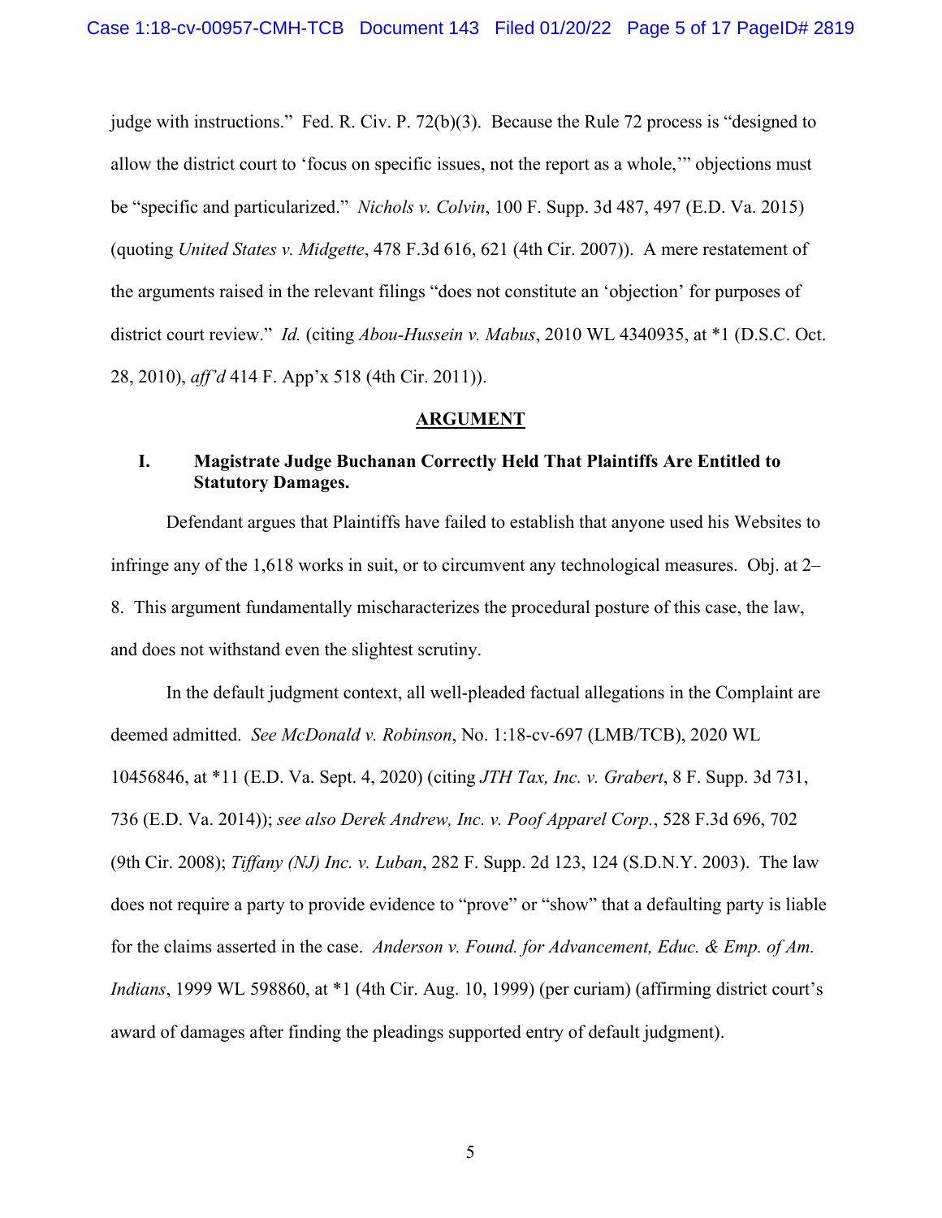judge with instructions." Fed. R. Civ. P. 72(b)(3). Because the Rule 72 process is "designed to allow the district court to 'focus on specific issues, not the report as a whole,'" objections must be "specific and particularized." *Nichols v. Colvin*, 100 F. Supp. 3d 487, 497 (E.D. Va. 2015) (quoting *United States v. Midgette*, 478 F.3d 616, 621 (4th Cir. 2007)). A mere restatement of the arguments raised in the relevant filings "does not constitute an 'objection' for purposes of district court review." *Id.* (citing *Abou-Hussein v. Mabus*, 2010 WL 4340935, at *1 (D.S.C. Oct. 28, 2010), *aff'd* 414 F. App'x 518 (4th Cir. 2011)).

## ARGUMENT

### I. Magistrate Judge Buchanan Correctly Held That Plaintiffs Are Entitled to Statutory Damages.

Defendant argues that Plaintiffs have failed to establish that anyone used his Websites to infringe any of the 1,618 works in suit, or to circumvent any technological measures. Obj. at 2–8. This argument fundamentally mischaracterizes the procedural posture of this case, the law, and does not withstand even the slightest scrutiny.

In the default judgment context, all well-pleaded factual allegations in the Complaint are deemed admitted. *See McDonald v. Robinson*, No. 1:18-cv-697 (LMB/TCB), 2020 WL 10456846, at *11 (E.D. Va. Sept. 4, 2020) (citing *JTH Tax, Inc. v. Grabert*, 8 F. Supp. 3d 731, 736 (E.D. Va. 2014)); *see also Derek Andrew, Inc. v. Poof Apparel Corp.*, 528 F.3d 696, 702 (9th Cir. 2008); *Tiffany (NJ) Inc. v. Luban*, 282 F. Supp. 2d 123, 124 (S.D.N.Y. 2003). The law does not require a party to provide evidence to "prove" or "show" that a defaulting party is liable for the claims asserted in the case. *Anderson v. Found. for Advancement, Educ. & Emp. of Am. Indians*, 1999 WL 598860, at *1 (4th Cir. Aug. 10, 1999) (per curiam) (affirming district court's award of damages after finding the pleadings supported entry of default judgment).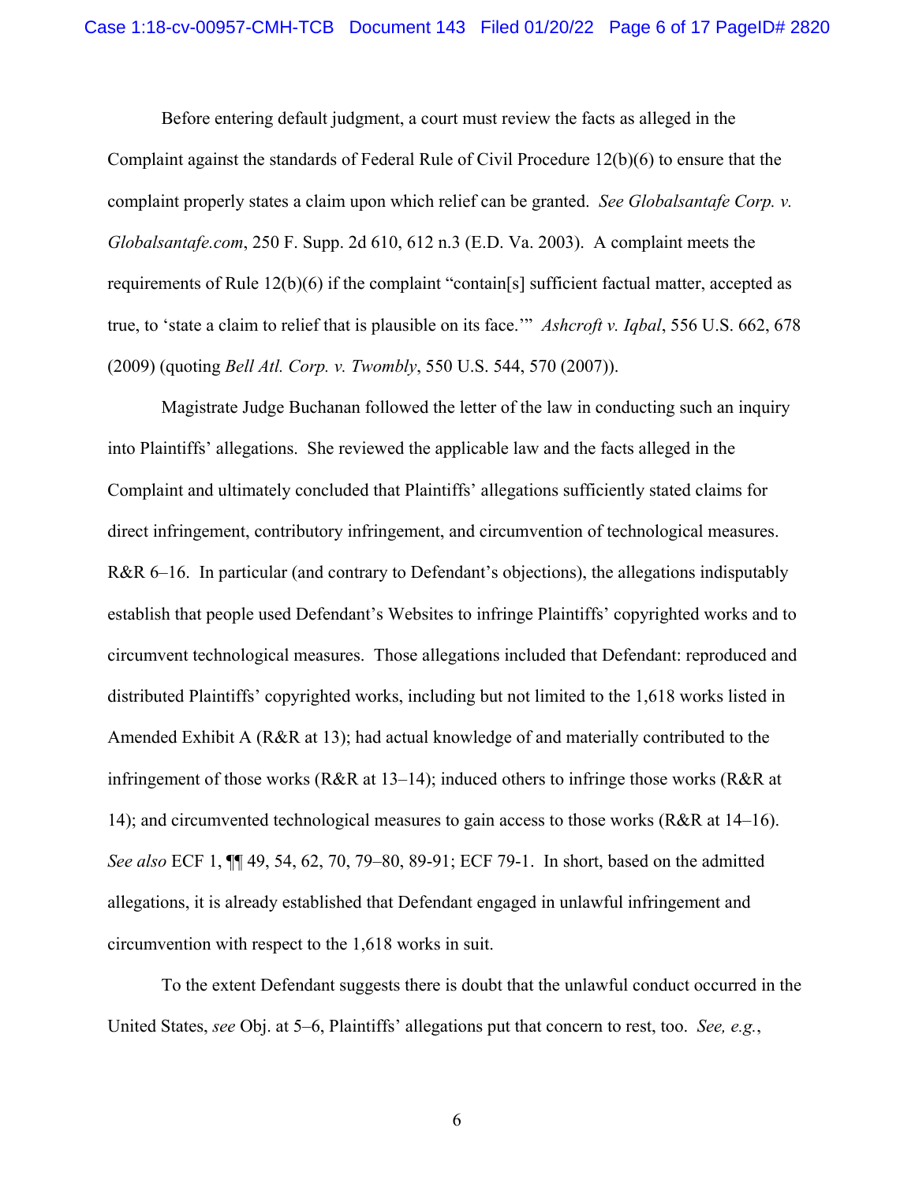Before entering default judgment, a court must review the facts as alleged in the Complaint against the standards of Federal Rule of Civil Procedure 12(b)(6) to ensure that the complaint properly states a claim upon which relief can be granted. *See Globalsantafe Corp. v. Globalsantafe.com*, 250 F. Supp. 2d 610, 612 n.3 (E.D. Va. 2003). A complaint meets the requirements of Rule 12(b)(6) if the complaint "contain[s] sufficient factual matter, accepted as true, to 'state a claim to relief that is plausible on its face.'" *Ashcroft v. Iqbal*, 556 U.S. 662, 678 (2009) (quoting *Bell Atl. Corp. v. Twombly*, 550 U.S. 544, 570 (2007)).

Magistrate Judge Buchanan followed the letter of the law in conducting such an inquiry into Plaintiffs' allegations. She reviewed the applicable law and the facts alleged in the Complaint and ultimately concluded that Plaintiffs' allegations sufficiently stated claims for direct infringement, contributory infringement, and circumvention of technological measures. R&R 6–16. In particular (and contrary to Defendant's objections), the allegations indisputably establish that people used Defendant's Websites to infringe Plaintiffs' copyrighted works and to circumvent technological measures. Those allegations included that Defendant: reproduced and distributed Plaintiffs' copyrighted works, including but not limited to the 1,618 works listed in Amended Exhibit A (R&R at 13); had actual knowledge of and materially contributed to the infringement of those works (R&R at 13–14); induced others to infringe those works (R&R at 14); and circumvented technological measures to gain access to those works (R&R at 14–16). *See also* ECF 1, ¶¶ 49, 54, 62, 70, 79–80, 89-91; ECF 79-1. In short, based on the admitted allegations, it is already established that Defendant engaged in unlawful infringement and circumvention with respect to the 1,618 works in suit.

To the extent Defendant suggests there is doubt that the unlawful conduct occurred in the United States, *see* Obj. at 5–6, Plaintiffs' allegations put that concern to rest, too. *See, e.g.*,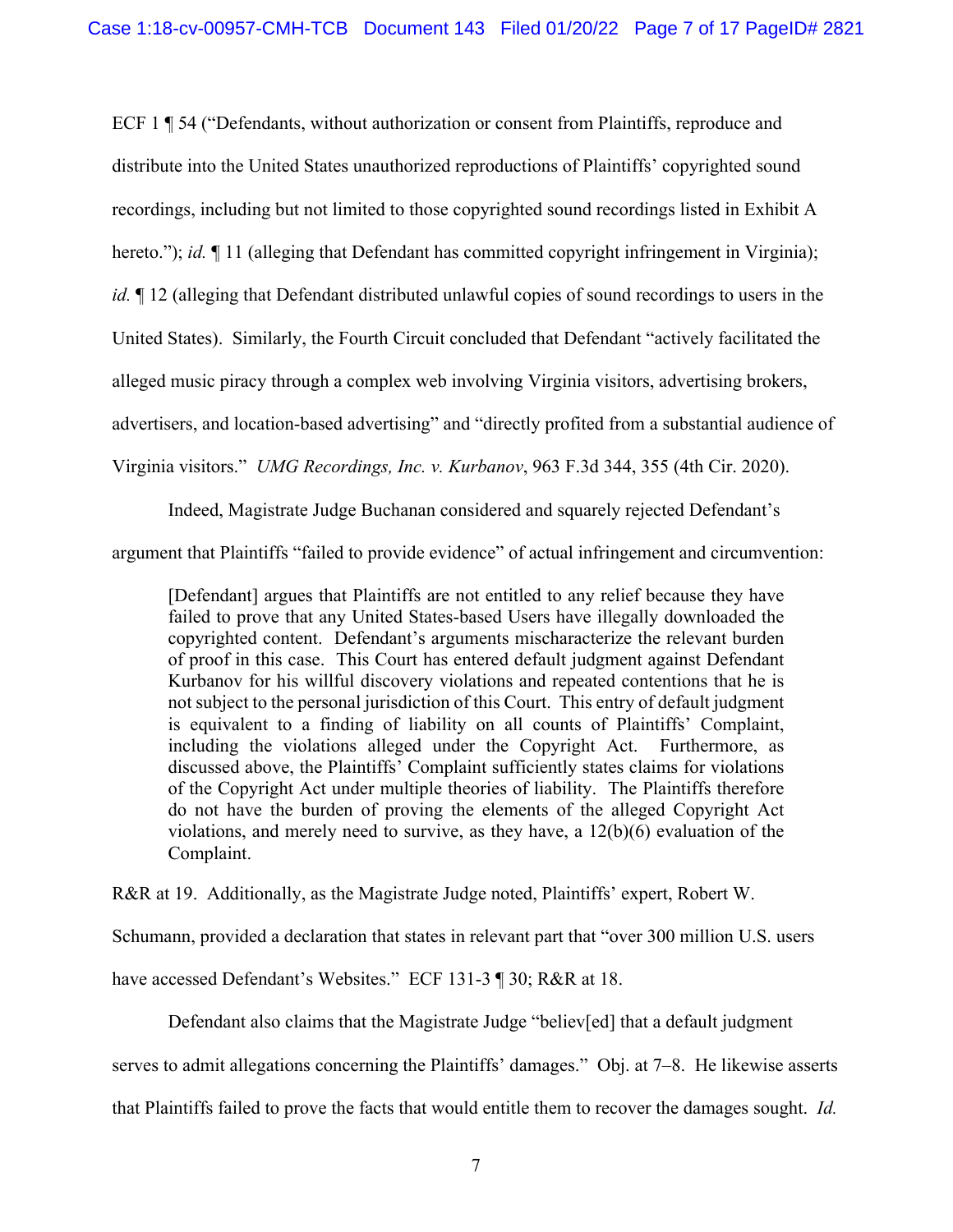ECF 1 ¶ 54 ("Defendants, without authorization or consent from Plaintiffs, reproduce and distribute into the United States unauthorized reproductions of Plaintiffs' copyrighted sound recordings, including but not limited to those copyrighted sound recordings listed in Exhibit A hereto."); *id.* ¶ 11 (alleging that Defendant has committed copyright infringement in Virginia); *id.* ¶ 12 (alleging that Defendant distributed unlawful copies of sound recordings to users in the United States). Similarly, the Fourth Circuit concluded that Defendant "actively facilitated the alleged music piracy through a complex web involving Virginia visitors, advertising brokers, advertisers, and location-based advertising" and "directly profited from a substantial audience of Virginia visitors." *UMG Recordings, Inc. v. Kurbanov*, 963 F.3d 344, 355 (4th Cir. 2020).

Indeed, Magistrate Judge Buchanan considered and squarely rejected Defendant's argument that Plaintiffs "failed to provide evidence" of actual infringement and circumvention:

> [Defendant] argues that Plaintiffs are not entitled to any relief because they have failed to prove that any United States-based Users have illegally downloaded the copyrighted content. Defendant's arguments mischaracterize the relevant burden of proof in this case. This Court has entered default judgment against Defendant Kurbanov for his willful discovery violations and repeated contentions that he is not subject to the personal jurisdiction of this Court. This entry of default judgment is equivalent to a finding of liability on all counts of Plaintiffs' Complaint, including the violations alleged under the Copyright Act. Furthermore, as discussed above, the Plaintiffs' Complaint sufficiently states claims for violations of the Copyright Act under multiple theories of liability. The Plaintiffs therefore do not have the burden of proving the elements of the alleged Copyright Act violations, and merely need to survive, as they have, a 12(b)(6) evaluation of the Complaint.

R&R at 19. Additionally, as the Magistrate Judge noted, Plaintiffs' expert, Robert W. Schumann, provided a declaration that states in relevant part that "over 300 million U.S. users have accessed Defendant's Websites." ECF 131-3 ¶ 30; R&R at 18.

Defendant also claims that the Magistrate Judge "believ[ed] that a default judgment serves to admit allegations concerning the Plaintiffs' damages." Obj. at 7–8. He likewise asserts that Plaintiffs failed to prove the facts that would entitle them to recover the damages sought. *Id.*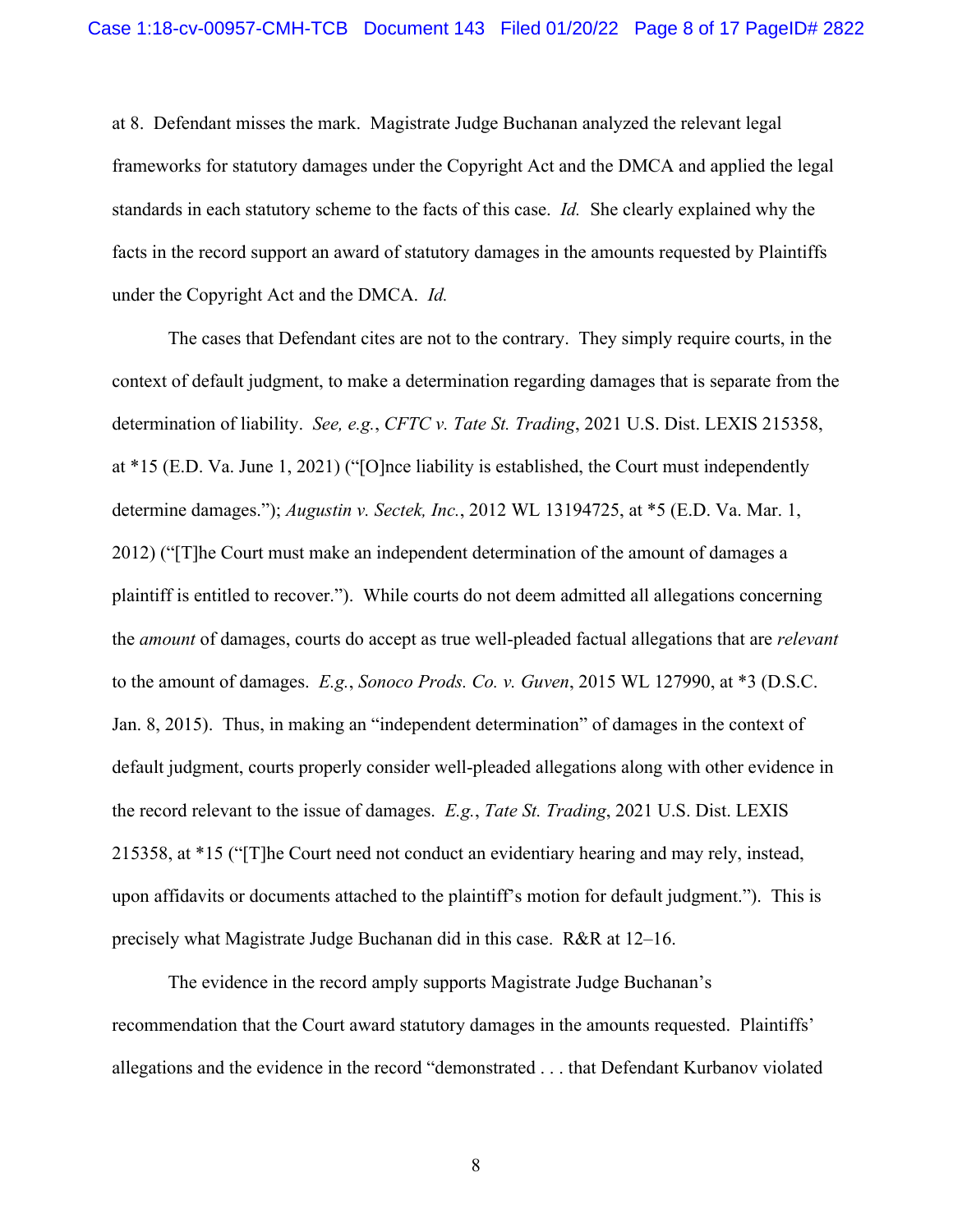at 8. Defendant misses the mark. Magistrate Judge Buchanan analyzed the relevant legal frameworks for statutory damages under the Copyright Act and the DMCA and applied the legal standards in each statutory scheme to the facts of this case. *Id.* She clearly explained why the facts in the record support an award of statutory damages in the amounts requested by Plaintiffs under the Copyright Act and the DMCA. *Id.*

The cases that Defendant cites are not to the contrary. They simply require courts, in the context of default judgment, to make a determination regarding damages that is separate from the determination of liability. *See, e.g.*, *CFTC v. Tate St. Trading*, 2021 U.S. Dist. LEXIS 215358, at *15 (E.D. Va. June 1, 2021) ("[O]nce liability is established, the Court must independently determine damages."); *Augustin v. Sectek, Inc.*, 2012 WL 13194725, at *5 (E.D. Va. Mar. 1, 2012) ("[T]he Court must make an independent determination of the amount of damages a plaintiff is entitled to recover."). While courts do not deem admitted all allegations concerning the *amount* of damages, courts do accept as true well-pleaded factual allegations that are *relevant* to the amount of damages. *E.g.*, *Sonoco Prods. Co. v. Guven*, 2015 WL 127990, at *3 (D.S.C. Jan. 8, 2015). Thus, in making an "independent determination" of damages in the context of default judgment, courts properly consider well-pleaded allegations along with other evidence in the record relevant to the issue of damages. *E.g.*, *Tate St. Trading*, 2021 U.S. Dist. LEXIS 215358, at *15 ("[T]he Court need not conduct an evidentiary hearing and may rely, instead, upon affidavits or documents attached to the plaintiff's motion for default judgment."). This is precisely what Magistrate Judge Buchanan did in this case. R&R at 12–16.

The evidence in the record amply supports Magistrate Judge Buchanan's recommendation that the Court award statutory damages in the amounts requested. Plaintiffs' allegations and the evidence in the record "demonstrated . . . that Defendant Kurbanov violated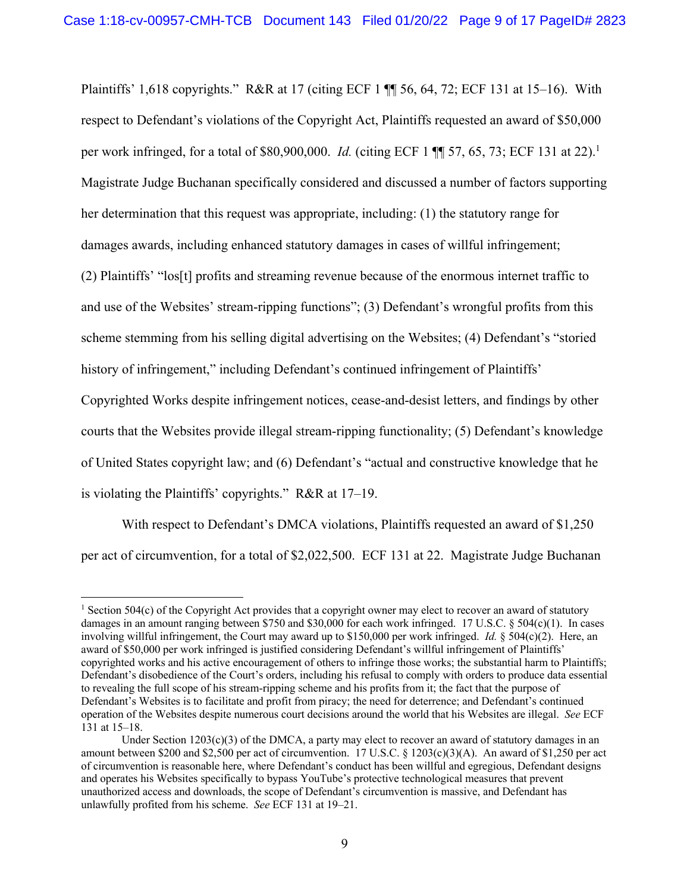Plaintiffs' 1,618 copyrights." R&R at 17 (citing ECF 1 ¶¶ 56, 64, 72; ECF 131 at 15–16). With respect to Defendant's violations of the Copyright Act, Plaintiffs requested an award of $50,000 per work infringed, for a total of $80,900,000. *Id.* (citing ECF 1 ¶¶ 57, 65, 73; ECF 131 at 22).[1] Magistrate Judge Buchanan specifically considered and discussed a number of factors supporting her determination that this request was appropriate, including: (1) the statutory range for damages awards, including enhanced statutory damages in cases of willful infringement; (2) Plaintiffs' "los[t] profits and streaming revenue because of the enormous internet traffic to and use of the Websites' stream-ripping functions"; (3) Defendant's wrongful profits from this scheme stemming from his selling digital advertising on the Websites; (4) Defendant's "storied history of infringement," including Defendant's continued infringement of Plaintiffs' Copyrighted Works despite infringement notices, cease-and-desist letters, and findings by other courts that the Websites provide illegal stream-ripping functionality; (5) Defendant's knowledge of United States copyright law; and (6) Defendant's "actual and constructive knowledge that he is violating the Plaintiffs' copyrights." R&R at 17–19.

With respect to Defendant's DMCA violations, Plaintiffs requested an award of $1,250 per act of circumvention, for a total of $2,022,500. ECF 131 at 22. Magistrate Judge Buchanan

---

[1] Section 504(c) of the Copyright Act provides that a copyright owner may elect to recover an award of statutory damages in an amount ranging between $750 and $30,000 for each work infringed. 17 U.S.C. § 504(c)(1). In cases involving willful infringement, the Court may award up to $150,000 per work infringed. *Id.* § 504(c)(2). Here, an award of $50,000 per work infringed is justified considering Defendant's willful infringement of Plaintiffs' copyrighted works and his active encouragement of others to infringe those works; the substantial harm to Plaintiffs; Defendant's disobedience of the Court's orders, including his refusal to comply with orders to produce data essential to revealing the full scope of his stream-ripping scheme and his profits from it; the fact that the purpose of Defendant's Websites is to facilitate and profit from piracy; the need for deterrence; and Defendant's continued operation of the Websites despite numerous court decisions around the world that his Websites are illegal. *See* ECF 131 at 15–18.

Under Section 1203(c)(3) of the DMCA, a party may elect to recover an award of statutory damages in an amount between $200 and $2,500 per act of circumvention. 17 U.S.C. § 1203(c)(3)(A). An award of $1,250 per act of circumvention is reasonable here, where Defendant's conduct has been willful and egregious, Defendant designs and operates his Websites specifically to bypass YouTube's protective technological measures that prevent unauthorized access and downloads, the scope of Defendant's circumvention is massive, and Defendant has unlawfully profited from his scheme. *See* ECF 131 at 19–21.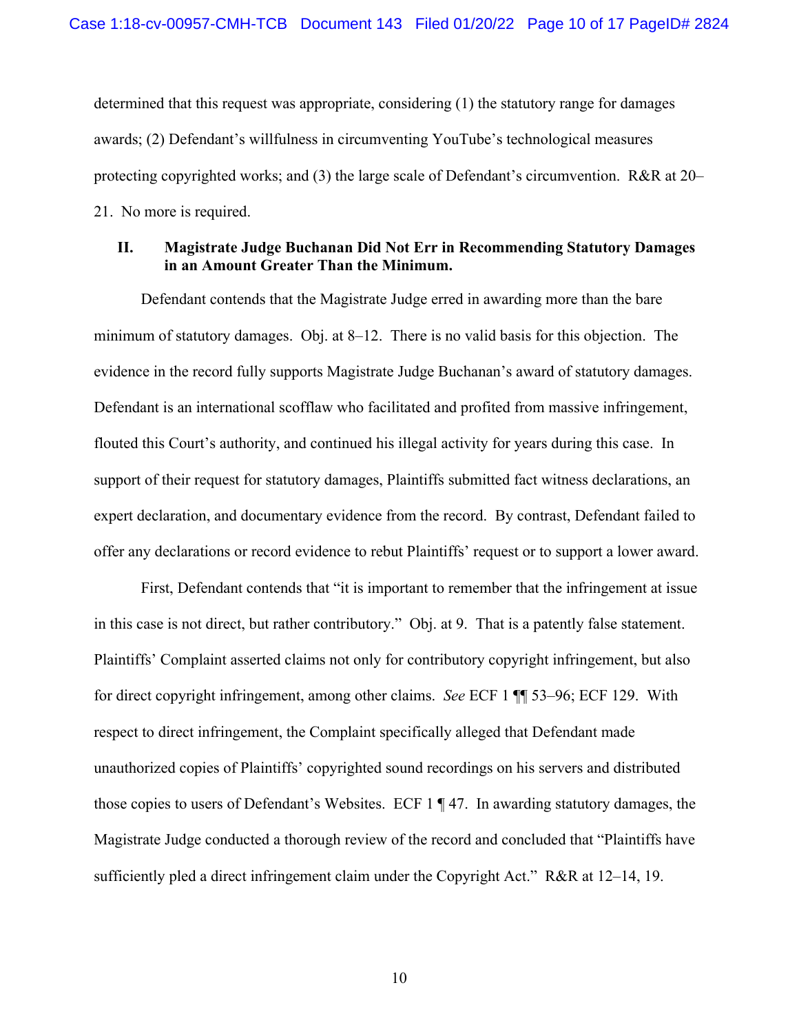determined that this request was appropriate, considering (1) the statutory range for damages awards; (2) Defendant's willfulness in circumventing YouTube's technological measures protecting copyrighted works; and (3) the large scale of Defendant's circumvention. R&R at 20–21. No more is required.

## II. Magistrate Judge Buchanan Did Not Err in Recommending Statutory Damages in an Amount Greater Than the Minimum.

Defendant contends that the Magistrate Judge erred in awarding more than the bare minimum of statutory damages. Obj. at 8–12. There is no valid basis for this objection. The evidence in the record fully supports Magistrate Judge Buchanan's award of statutory damages. Defendant is an international scofflaw who facilitated and profited from massive infringement, flouted this Court's authority, and continued his illegal activity for years during this case. In support of their request for statutory damages, Plaintiffs submitted fact witness declarations, an expert declaration, and documentary evidence from the record. By contrast, Defendant failed to offer any declarations or record evidence to rebut Plaintiffs' request or to support a lower award.

First, Defendant contends that "it is important to remember that the infringement at issue in this case is not direct, but rather contributory." Obj. at 9. That is a patently false statement. Plaintiffs' Complaint asserted claims not only for contributory copyright infringement, but also for direct copyright infringement, among other claims. *See* ECF 1 ¶¶ 53–96; ECF 129. With respect to direct infringement, the Complaint specifically alleged that Defendant made unauthorized copies of Plaintiffs' copyrighted sound recordings on his servers and distributed those copies to users of Defendant's Websites. ECF 1 ¶ 47. In awarding statutory damages, the Magistrate Judge conducted a thorough review of the record and concluded that "Plaintiffs have sufficiently pled a direct infringement claim under the Copyright Act." R&R at 12–14, 19.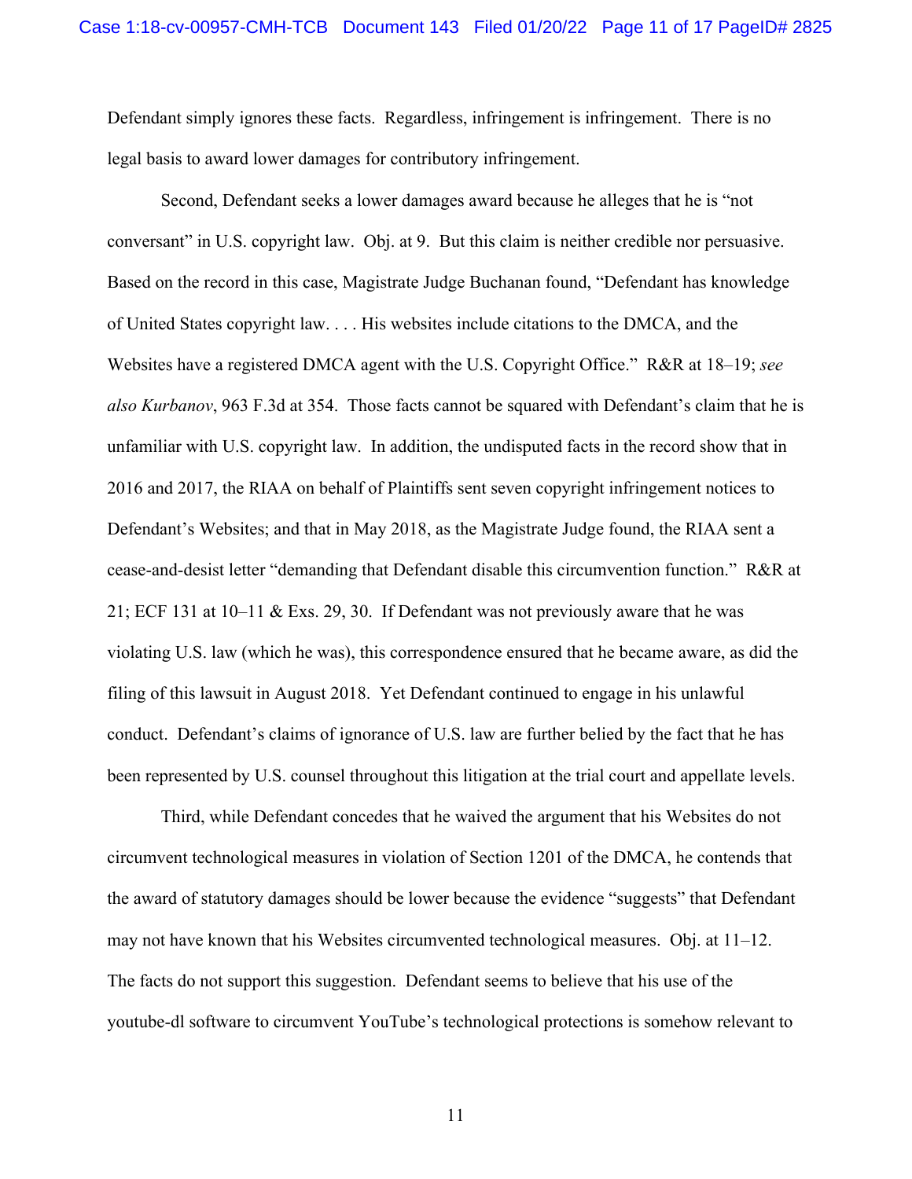Defendant simply ignores these facts. Regardless, infringement is infringement. There is no legal basis to award lower damages for contributory infringement.

Second, Defendant seeks a lower damages award because he alleges that he is "not conversant" in U.S. copyright law. Obj. at 9. But this claim is neither credible nor persuasive. Based on the record in this case, Magistrate Judge Buchanan found, "Defendant has knowledge of United States copyright law. . . . His websites include citations to the DMCA, and the Websites have a registered DMCA agent with the U.S. Copyright Office." R&R at 18–19; *see also Kurbanov*, 963 F.3d at 354. Those facts cannot be squared with Defendant's claim that he is unfamiliar with U.S. copyright law. In addition, the undisputed facts in the record show that in 2016 and 2017, the RIAA on behalf of Plaintiffs sent seven copyright infringement notices to Defendant's Websites; and that in May 2018, as the Magistrate Judge found, the RIAA sent a cease-and-desist letter "demanding that Defendant disable this circumvention function." R&R at 21; ECF 131 at 10–11 & Exs. 29, 30. If Defendant was not previously aware that he was violating U.S. law (which he was), this correspondence ensured that he became aware, as did the filing of this lawsuit in August 2018. Yet Defendant continued to engage in his unlawful conduct. Defendant's claims of ignorance of U.S. law are further belied by the fact that he has been represented by U.S. counsel throughout this litigation at the trial court and appellate levels.

Third, while Defendant concedes that he waived the argument that his Websites do not circumvent technological measures in violation of Section 1201 of the DMCA, he contends that the award of statutory damages should be lower because the evidence "suggests" that Defendant may not have known that his Websites circumvented technological measures. Obj. at 11–12. The facts do not support this suggestion. Defendant seems to believe that his use of the youtube-dl software to circumvent YouTube's technological protections is somehow relevant to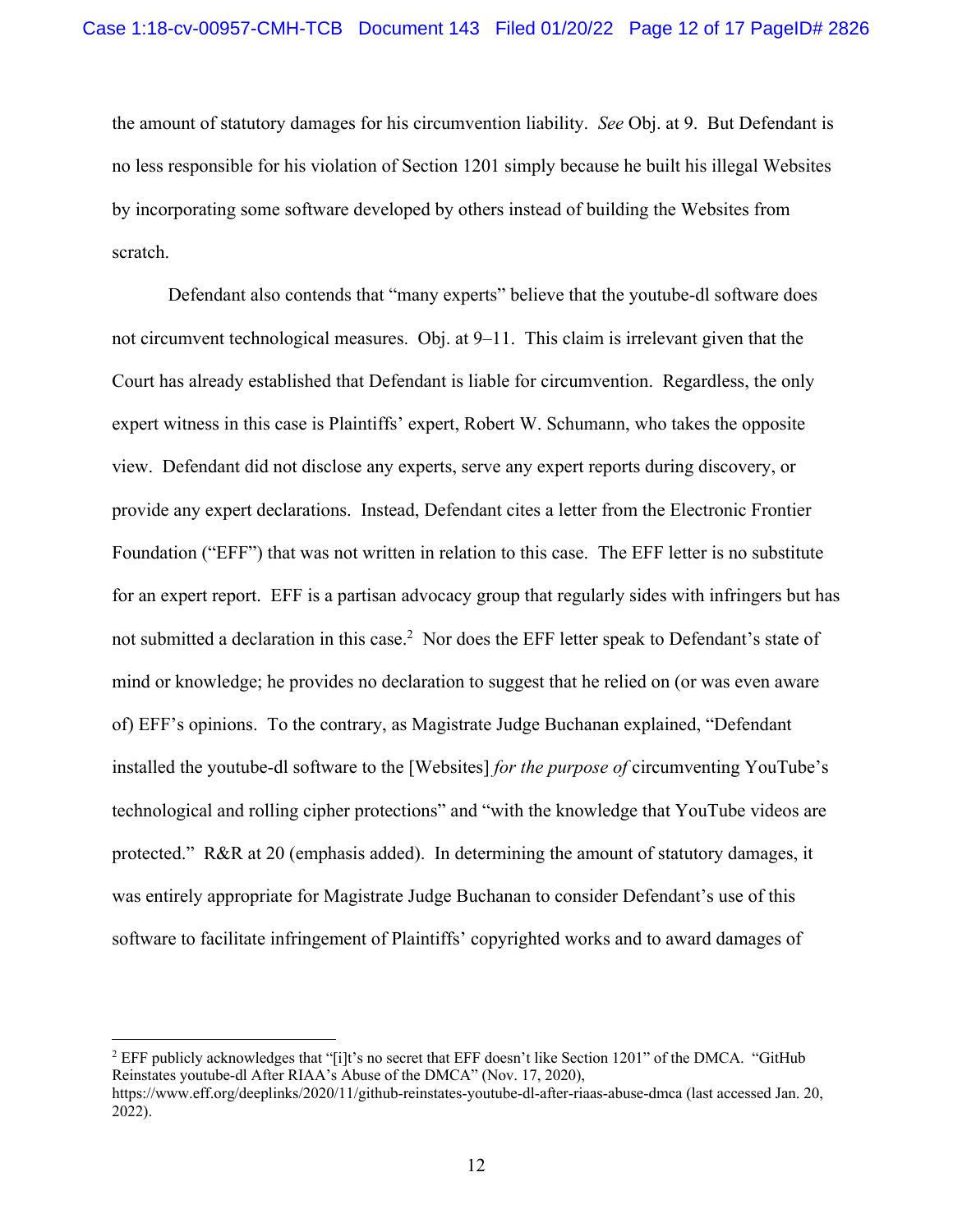the amount of statutory damages for his circumvention liability. *See* Obj. at 9. But Defendant is no less responsible for his violation of Section 1201 simply because he built his illegal Websites by incorporating some software developed by others instead of building the Websites from scratch.

Defendant also contends that "many experts" believe that the youtube-dl software does not circumvent technological measures. Obj. at 9–11. This claim is irrelevant given that the Court has already established that Defendant is liable for circumvention. Regardless, the only expert witness in this case is Plaintiffs' expert, Robert W. Schumann, who takes the opposite view. Defendant did not disclose any experts, serve any expert reports during discovery, or provide any expert declarations. Instead, Defendant cites a letter from the Electronic Frontier Foundation ("EFF") that was not written in relation to this case. The EFF letter is no substitute for an expert report. EFF is a partisan advocacy group that regularly sides with infringers but has not submitted a declaration in this case.[2] Nor does the EFF letter speak to Defendant's state of mind or knowledge; he provides no declaration to suggest that he relied on (or was even aware of) EFF's opinions. To the contrary, as Magistrate Judge Buchanan explained, "Defendant installed the youtube-dl software to the [Websites] *for the purpose of* circumventing YouTube's technological and rolling cipher protections" and "with the knowledge that YouTube videos are protected." R&R at 20 (emphasis added). In determining the amount of statutory damages, it was entirely appropriate for Magistrate Judge Buchanan to consider Defendant's use of this software to facilitate infringement of Plaintiffs' copyrighted works and to award damages of

---

[2] EFF publicly acknowledges that "[i]t's no secret that EFF doesn't like Section 1201" of the DMCA. "GitHub Reinstates youtube-dl After RIAA's Abuse of the DMCA" (Nov. 17, 2020), https://www.eff.org/deeplinks/2020/11/github-reinstates-youtube-dl-after-riaas-abuse-dmca (last accessed Jan. 20, 2022).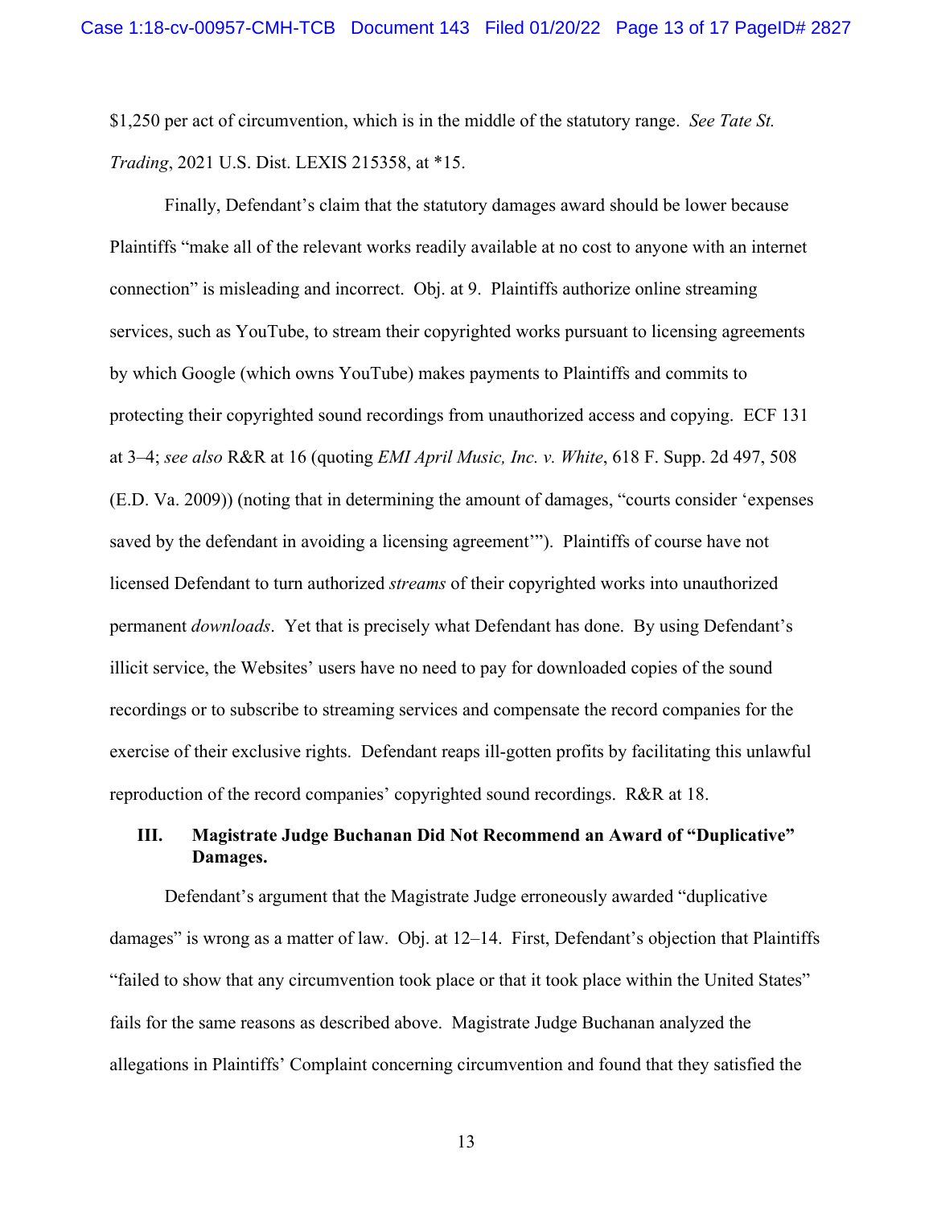$1,250 per act of circumvention, which is in the middle of the statutory range. *See Tate St. Trading*, 2021 U.S. Dist. LEXIS 215358, at *15.

Finally, Defendant's claim that the statutory damages award should be lower because Plaintiffs "make all of the relevant works readily available at no cost to anyone with an internet connection" is misleading and incorrect. Obj. at 9. Plaintiffs authorize online streaming services, such as YouTube, to stream their copyrighted works pursuant to licensing agreements by which Google (which owns YouTube) makes payments to Plaintiffs and commits to protecting their copyrighted sound recordings from unauthorized access and copying. ECF 131 at 3–4; *see also* R&R at 16 (quoting *EMI April Music, Inc. v. White*, 618 F. Supp. 2d 497, 508 (E.D. Va. 2009)) (noting that in determining the amount of damages, "courts consider 'expenses saved by the defendant in avoiding a licensing agreement'"). Plaintiffs of course have not licensed Defendant to turn authorized *streams* of their copyrighted works into unauthorized permanent *downloads*. Yet that is precisely what Defendant has done. By using Defendant's illicit service, the Websites' users have no need to pay for downloaded copies of the sound recordings or to subscribe to streaming services and compensate the record companies for the exercise of their exclusive rights. Defendant reaps ill-gotten profits by facilitating this unlawful reproduction of the record companies' copyrighted sound recordings. R&R at 18.

## III. Magistrate Judge Buchanan Did Not Recommend an Award of "Duplicative" Damages.

Defendant's argument that the Magistrate Judge erroneously awarded "duplicative damages" is wrong as a matter of law. Obj. at 12–14. First, Defendant's objection that Plaintiffs "failed to show that any circumvention took place or that it took place within the United States" fails for the same reasons as described above. Magistrate Judge Buchanan analyzed the allegations in Plaintiffs' Complaint concerning circumvention and found that they satisfied the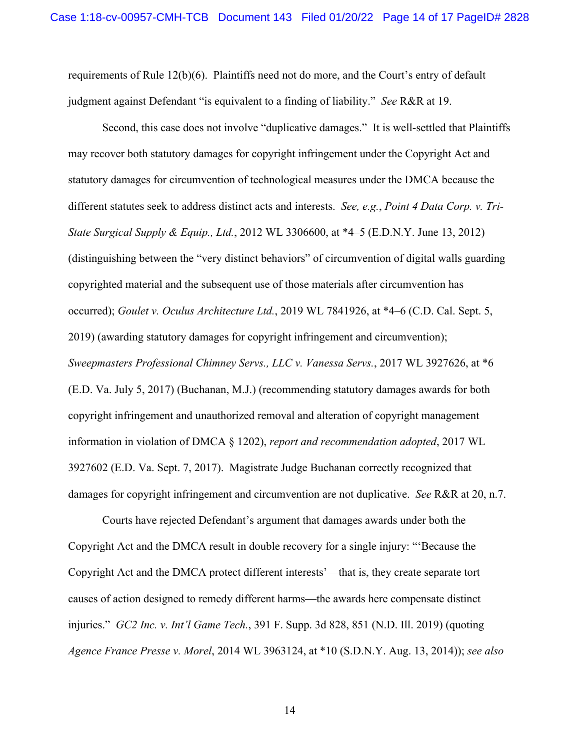requirements of Rule 12(b)(6). Plaintiffs need not do more, and the Court's entry of default judgment against Defendant "is equivalent to a finding of liability." *See* R&R at 19.

Second, this case does not involve "duplicative damages." It is well-settled that Plaintiffs may recover both statutory damages for copyright infringement under the Copyright Act and statutory damages for circumvention of technological measures under the DMCA because the different statutes seek to address distinct acts and interests. *See, e.g.*, *Point 4 Data Corp. v. Tri-State Surgical Supply & Equip., Ltd.*, 2012 WL 3306600, at *4–5 (E.D.N.Y. June 13, 2012) (distinguishing between the "very distinct behaviors" of circumvention of digital walls guarding copyrighted material and the subsequent use of those materials after circumvention has occurred); *Goulet v. Oculus Architecture Ltd.*, 2019 WL 7841926, at *4–6 (C.D. Cal. Sept. 5, 2019) (awarding statutory damages for copyright infringement and circumvention); *Sweepmasters Professional Chimney Servs., LLC v. Vanessa Servs.*, 2017 WL 3927626, at *6 (E.D. Va. July 5, 2017) (Buchanan, M.J.) (recommending statutory damages awards for both copyright infringement and unauthorized removal and alteration of copyright management information in violation of DMCA § 1202), *report and recommendation adopted*, 2017 WL 3927602 (E.D. Va. Sept. 7, 2017). Magistrate Judge Buchanan correctly recognized that damages for copyright infringement and circumvention are not duplicative. *See* R&R at 20, n.7.

Courts have rejected Defendant's argument that damages awards under both the Copyright Act and the DMCA result in double recovery for a single injury: "'Because the Copyright Act and the DMCA protect different interests'—that is, they create separate tort causes of action designed to remedy different harms—the awards here compensate distinct injuries." *GC2 Inc. v. Int'l Game Tech.*, 391 F. Supp. 3d 828, 851 (N.D. Ill. 2019) (quoting *Agence France Presse v. Morel*, 2014 WL 3963124, at *10 (S.D.N.Y. Aug. 13, 2014)); *see also*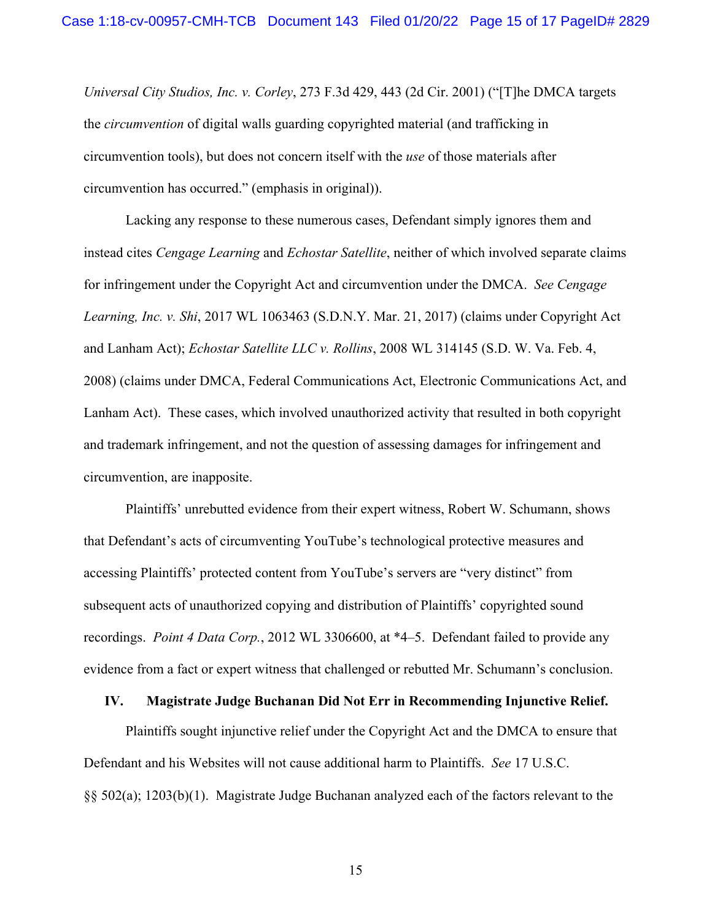*Universal City Studios, Inc. v. Corley*, 273 F.3d 429, 443 (2d Cir. 2001) ("[T]he DMCA targets the *circumvention* of digital walls guarding copyrighted material (and trafficking in circumvention tools), but does not concern itself with the *use* of those materials after circumvention has occurred." (emphasis in original)).

Lacking any response to these numerous cases, Defendant simply ignores them and instead cites *Cengage Learning* and *Echostar Satellite*, neither of which involved separate claims for infringement under the Copyright Act and circumvention under the DMCA. *See Cengage Learning, Inc. v. Shi*, 2017 WL 1063463 (S.D.N.Y. Mar. 21, 2017) (claims under Copyright Act and Lanham Act); *Echostar Satellite LLC v. Rollins*, 2008 WL 314145 (S.D. W. Va. Feb. 4, 2008) (claims under DMCA, Federal Communications Act, Electronic Communications Act, and Lanham Act). These cases, which involved unauthorized activity that resulted in both copyright and trademark infringement, and not the question of assessing damages for infringement and circumvention, are inapposite.

Plaintiffs' unrebutted evidence from their expert witness, Robert W. Schumann, shows that Defendant's acts of circumventing YouTube's technological protective measures and accessing Plaintiffs' protected content from YouTube's servers are "very distinct" from subsequent acts of unauthorized copying and distribution of Plaintiffs' copyrighted sound recordings. *Point 4 Data Corp.*, 2012 WL 3306600, at *4–5. Defendant failed to provide any evidence from a fact or expert witness that challenged or rebutted Mr. Schumann's conclusion.

## IV. Magistrate Judge Buchanan Did Not Err in Recommending Injunctive Relief.

Plaintiffs sought injunctive relief under the Copyright Act and the DMCA to ensure that Defendant and his Websites will not cause additional harm to Plaintiffs. *See* 17 U.S.C. §§ 502(a); 1203(b)(1). Magistrate Judge Buchanan analyzed each of the factors relevant to the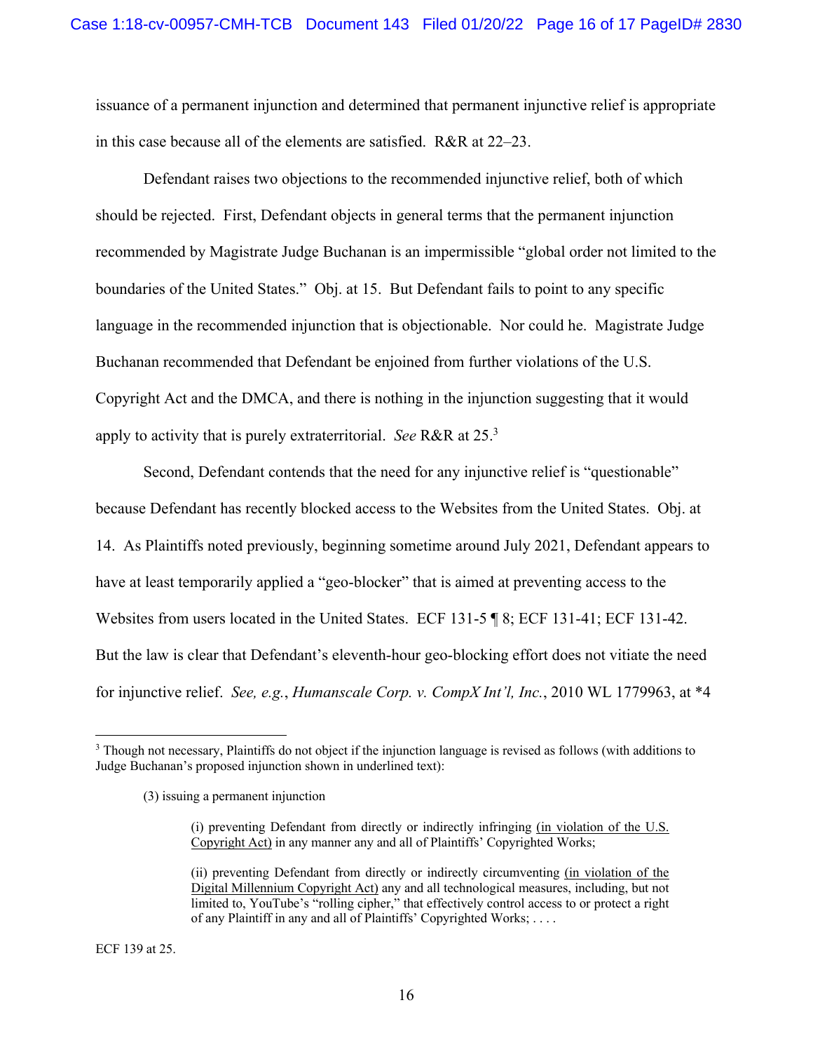issuance of a permanent injunction and determined that permanent injunctive relief is appropriate in this case because all of the elements are satisfied. R&R at 22–23.

Defendant raises two objections to the recommended injunctive relief, both of which should be rejected. First, Defendant objects in general terms that the permanent injunction recommended by Magistrate Judge Buchanan is an impermissible "global order not limited to the boundaries of the United States." Obj. at 15. But Defendant fails to point to any specific language in the recommended injunction that is objectionable. Nor could he. Magistrate Judge Buchanan recommended that Defendant be enjoined from further violations of the U.S. Copyright Act and the DMCA, and there is nothing in the injunction suggesting that it would apply to activity that is purely extraterritorial. *See* R&R at 25.[3]

Second, Defendant contends that the need for any injunctive relief is "questionable" because Defendant has recently blocked access to the Websites from the United States. Obj. at 14. As Plaintiffs noted previously, beginning sometime around July 2021, Defendant appears to have at least temporarily applied a "geo-blocker" that is aimed at preventing access to the Websites from users located in the United States. ECF 131-5 ¶ 8; ECF 131-41; ECF 131-42. But the law is clear that Defendant's eleventh-hour geo-blocking effort does not vitiate the need for injunctive relief. *See, e.g.*, *Humanscale Corp. v. CompX Int'l, Inc.*, 2010 WL 1779963, at *4

---

[3] Though not necessary, Plaintiffs do not object if the injunction language is revised as follows (with additions to Judge Buchanan's proposed injunction shown in underlined text):

> (3) issuing a permanent injunction
>
> > (i) preventing Defendant from directly or indirectly infringing <u>(in violation of the U.S. Copyright Act)</u> in any manner any and all of Plaintiffs' Copyrighted Works;
> >
> > (ii) preventing Defendant from directly or indirectly circumventing <u>(in violation of the Digital Millennium Copyright Act)</u> any and all technological measures, including, but not limited to, YouTube's "rolling cipher," that effectively control access to or protect a right of any Plaintiff in any and all of Plaintiffs' Copyrighted Works; . . . .

ECF 139 at 25.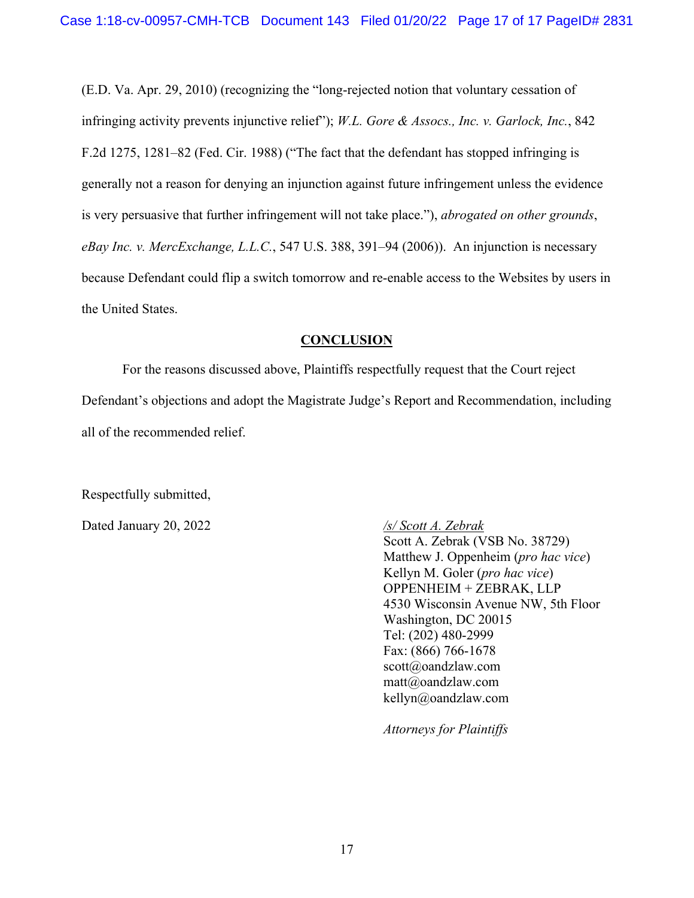(E.D. Va. Apr. 29, 2010) (recognizing the "long-rejected notion that voluntary cessation of infringing activity prevents injunctive relief"); *W.L. Gore & Assocs., Inc. v. Garlock, Inc.*, 842 F.2d 1275, 1281–82 (Fed. Cir. 1988) ("The fact that the defendant has stopped infringing is generally not a reason for denying an injunction against future infringement unless the evidence is very persuasive that further infringement will not take place."), *abrogated on other grounds*, *eBay Inc. v. MercExchange, L.L.C.*, 547 U.S. 388, 391–94 (2006)). An injunction is necessary because Defendant could flip a switch tomorrow and re-enable access to the Websites by users in the United States.

## CONCLUSION

For the reasons discussed above, Plaintiffs respectfully request that the Court reject Defendant's objections and adopt the Magistrate Judge's Report and Recommendation, including all of the recommended relief.

Respectfully submitted,

Dated January 20, 2022

/s/ Scott A. Zebrak
Scott A. Zebrak (VSB No. 38729)
Matthew J. Oppenheim (*pro hac vice*)
Kellyn M. Goler (*pro hac vice*)
OPPENHEIM + ZEBRAK, LLP
4530 Wisconsin Avenue NW, 5th Floor
Washington, DC 20015
Tel: (202) 480-2999
Fax: (866) 766-1678
scott@oandzlaw.com
matt@oandzlaw.com
kellyn@oandzlaw.com

*Attorneys for Plaintiffs*